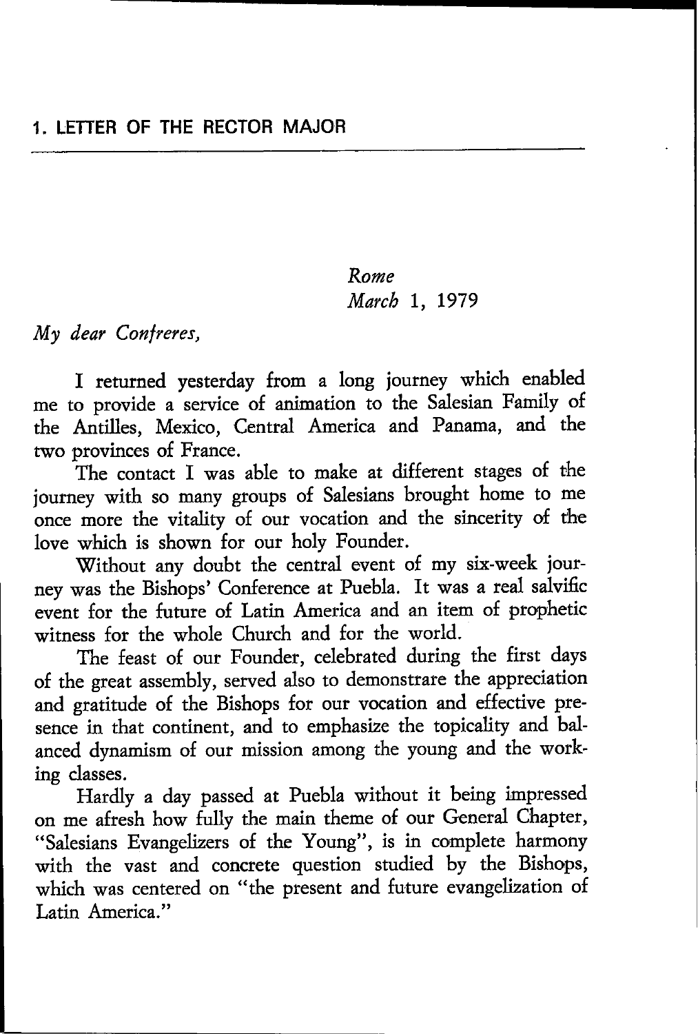## 1. LETTER OF THE RECTOR MAJOR

*Rome*
*March* 1, 1979

*My dear Confreres,*

I returned yesterday from a long journey which enabled me to provide a service of animation to the Salesian Family of the Antilles, Mexico, Central America and Panama, and the two provinces of France.

The contact I was able to make at different stages of the journey with so many groups of Salesians brought home to me once more the vitality of our vocation and the sincerity of the love which is shown for our holy Founder.

Without any doubt the central event of my six-week journey was the Bishops' Conference at Puebla. It was a real salvific event for the future of Latin America and an item of prophetic witness for the whole Church and for the world.

The feast of our Founder, celebrated during the first days of the great assembly, served also to demonstrare the appreciation and gratitude of the Bishops for our vocation and effective presence in that continent, and to emphasize the topicality and balanced dynamism of our mission among the young and the working classes.

Hardly a day passed at Puebla without it being impressed on me afresh how fully the main theme of our General Chapter, "Salesians Evangelizers of the Young", is in complete harmony with the vast and concrete question studied by the Bishops, which was centered on "the present and future evangelization of Latin America."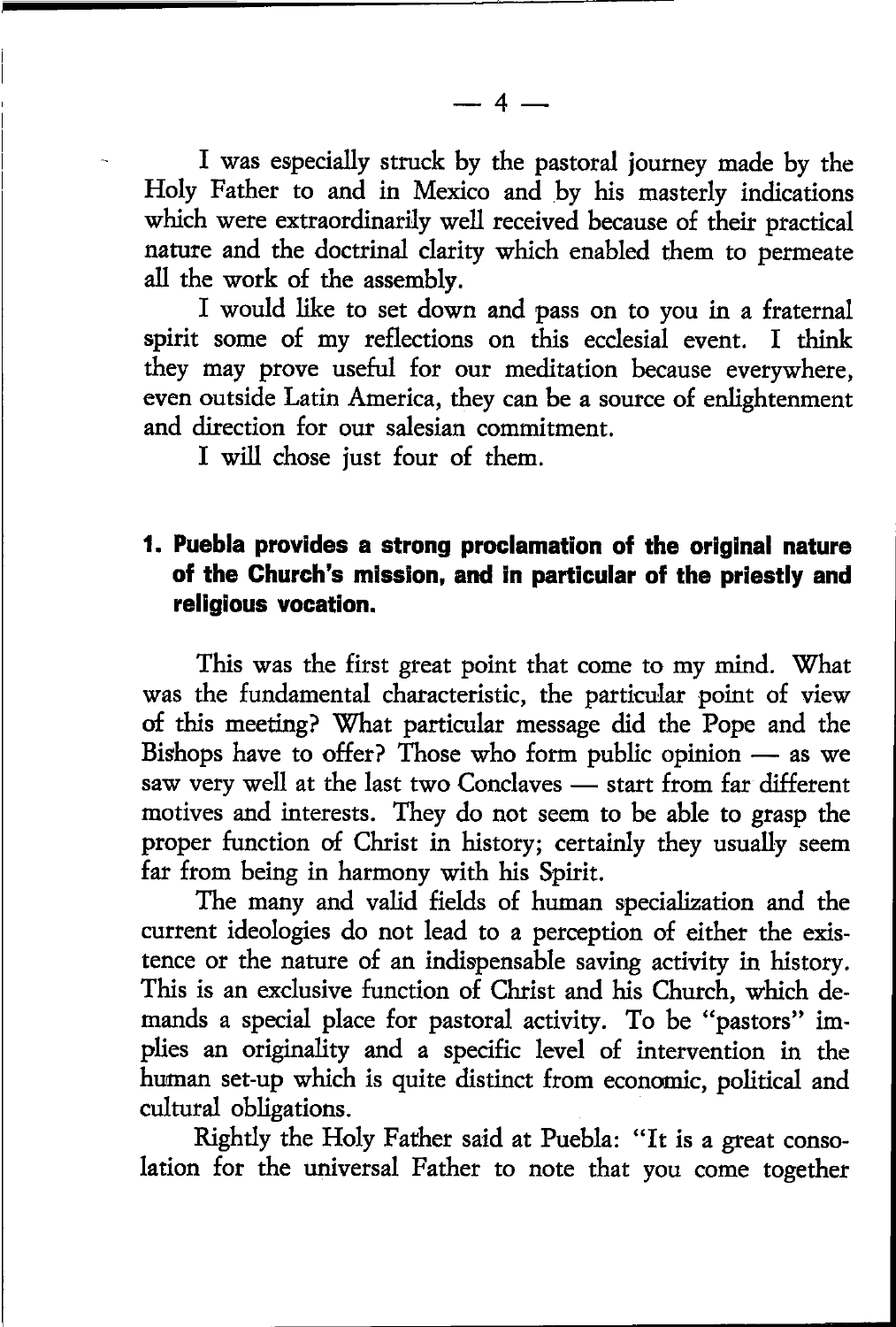I was especially struck by the pastoral journey made by the Holy Father to and in Mexico and by his masterly indications which were extraordinarily well received because of their practical nature and the doctrinal clarity which enabled them to permeate all the work of the assembly.

I would like to set down and pass on to you in a fraternal spirit some of my reflections on this ecclesial event. I think they may prove useful for our meditation because everywhere, even outside Latin America, they can be a source of enlightenment and direction for our salesian commitment.

I will chose just four of them.

## 1. Puebla provides a strong proclamation of the original nature of the Church's mission, and in particular of the priestly and religious vocation.

This was the first great point that come to my mind. What was the fundamental characteristic, the particular point of view of this meeting? What particular message did the Pope and the Bishops have to offer? Those who form public opinion — as we saw very well at the last two Conclaves — start from far different motives and interests. They do not seem to be able to grasp the proper function of Christ in history; certainly they usually seem far from being in harmony with his Spirit.

The many and valid fields of human specialization and the current ideologies do not lead to a perception of either the existence or the nature of an indispensable saving activity in history. This is an exclusive function of Christ and his Church, which demands a special place for pastoral activity. To be "pastors" implies an originality and a specific level of intervention in the human set-up which is quite distinct from economic, political and cultural obligations.

Rightly the Holy Father said at Puebla: "It is a great consolation for the universal Father to note that you come together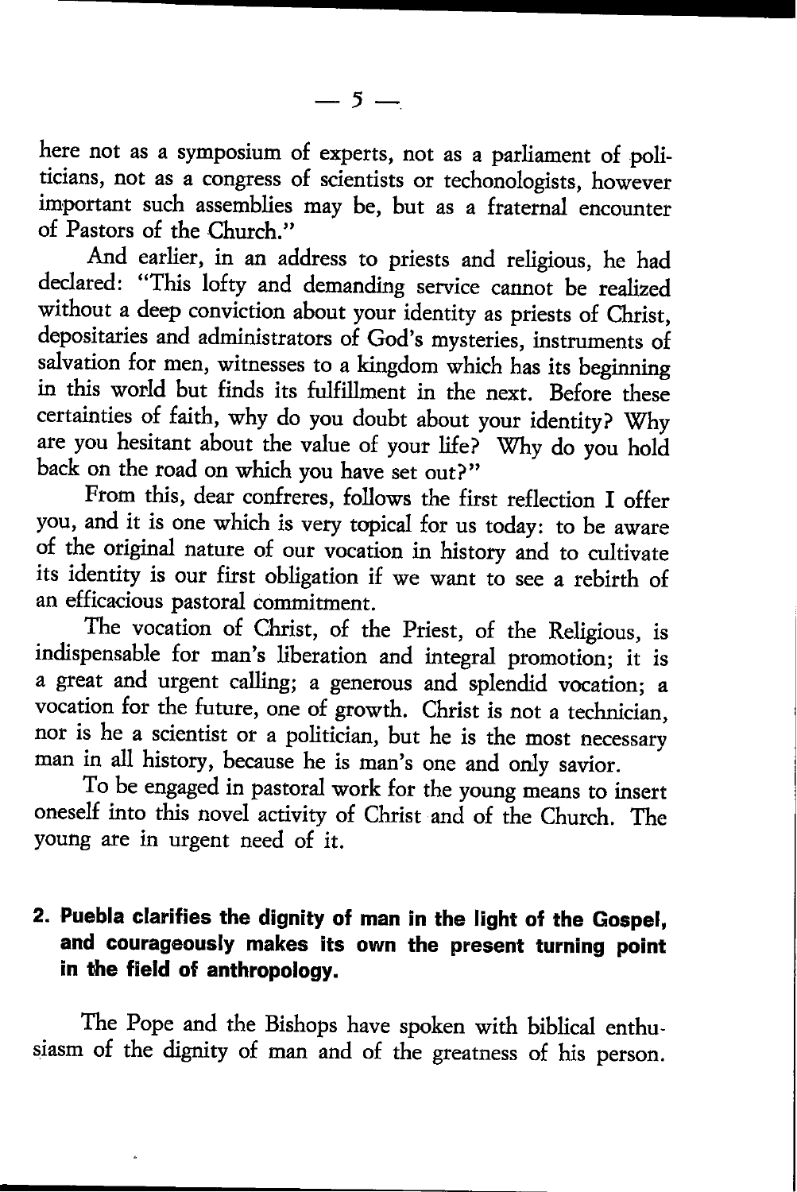here not as a symposium of experts, not as a parliament of politicians, not as a congress of scientists or techonologists, however important such assemblies may be, but as a fraternal encounter of Pastors of the Church."

And earlier, in an address to priests and religious, he had declared: "This lofty and demanding service cannot be realized without a deep conviction about your identity as priests of Christ, depositaries and administrators of God's mysteries, instruments of salvation for men, witnesses to a kingdom which has its beginning in this world but finds its fulfillment in the next. Before these certainties of faith, why do you doubt about your identity? Why are you hesitant about the value of your life? Why do you hold back on the road on which you have set out?"

From this, dear confreres, follows the first reflection I offer you, and it is one which is very topical for us today: to be aware of the original nature of our vocation in history and to cultivate its identity is our first obligation if we want to see a rebirth of an efficacious pastoral commitment.

The vocation of Christ, of the Priest, of the Religious, is indispensable for man's liberation and integral promotion; it is a great and urgent calling; a generous and splendid vocation; a vocation for the future, one of growth. Christ is not a technician, nor is he a scientist or a politician, but he is the most necessary man in all history, because he is man's one and only savior.

To be engaged in pastoral work for the young means to insert oneself into this novel activity of Christ and of the Church. The young are in urgent need of it.

## 2. Puebla clarifies the dignity of man in the light of the Gospel, and courageously makes its own the present turning point in the field of anthropology.

The Pope and the Bishops have spoken with biblical enthusiasm of the dignity of man and of the greatness of his person.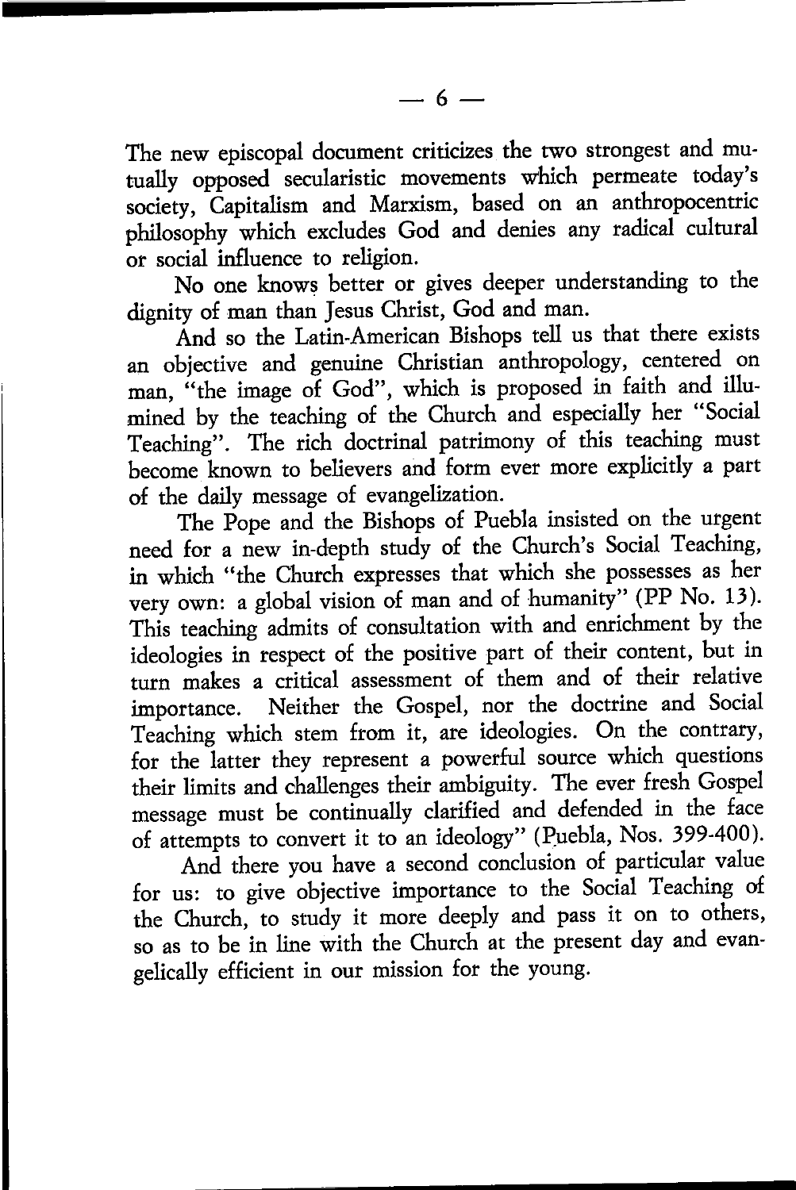The new episcopal document criticizes the two strongest and mutually opposed secularistic movements which permeate today's society, Capitalism and Marxism, based on an anthropocentric philosophy which excludes God and denies any radical cultural or social influence to religion.

No one knows better or gives deeper understanding to the dignity of man than Jesus Christ, God and man.

And so the Latin-American Bishops tell us that there exists an objective and genuine Christian anthropology, centered on man, "the image of God", which is proposed in faith and illumined by the teaching of the Church and especially her "Social Teaching". The rich doctrinal patrimony of this teaching must become known to believers and form ever more explicitly a part of the daily message of evangelization.

The Pope and the Bishops of Puebla insisted on the urgent need for a new in-depth study of the Church's Social Teaching, in which "the Church expresses that which she possesses as her very own: a global vision of man and of humanity" (PP No. 13). This teaching admits of consultation with and enrichment by the ideologies in respect of the positive part of their content, but in turn makes a critical assessment of them and of their relative importance. Neither the Gospel, nor the doctrine and Social Teaching which stem from it, are ideologies. On the contrary, for the latter they represent a powerful source which questions their limits and challenges their ambiguity. The ever fresh Gospel message must be continually clarified and defended in the face of attempts to convert it to an ideology" (Puebla, Nos. 399-400).

And there you have a second conclusion of particular value for us: to give objective importance to the Social Teaching of the Church, to study it more deeply and pass it on to others, so as to be in line with the Church at the present day and evangelically efficient in our mission for the young.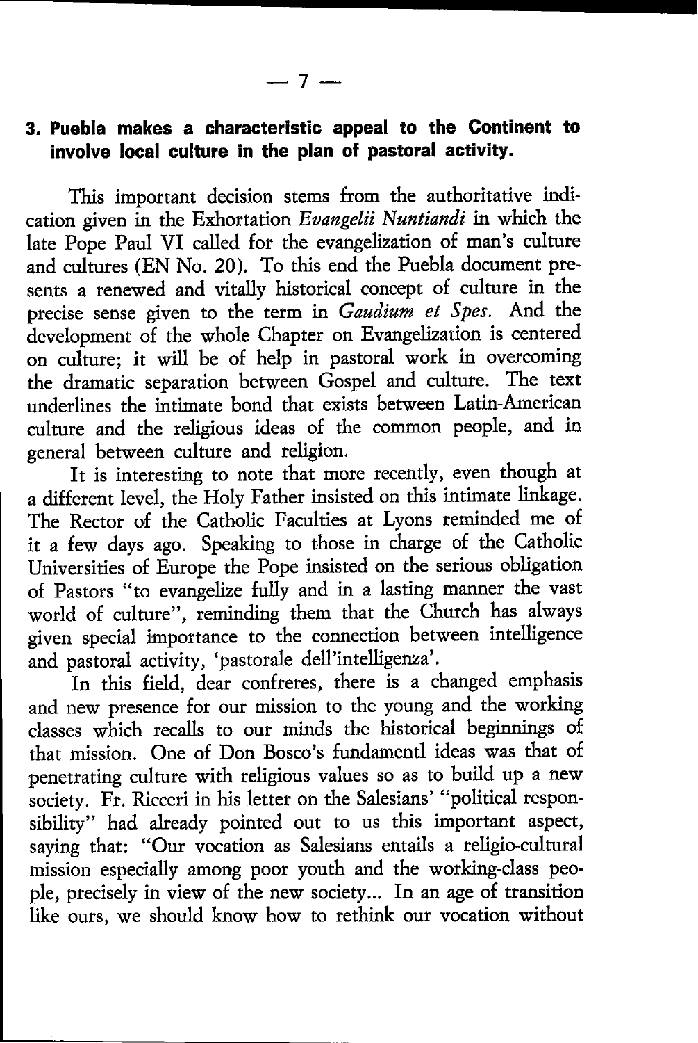### 3. Puebla makes a characteristic appeal to the Continent to involve local culture in the plan of pastoral activity.

This important decision stems from the authoritative indication given in the Exhortation *Evangelii Nuntiandi* in which the late Pope Paul VI called for the evangelization of man's culture and cultures (EN No. 20). To this end the Puebla document presents a renewed and vitally historical concept of culture in the precise sense given to the term in *Gaudium et Spes.* And the development of the whole Chapter on Evangelization is centered on culture; it will be of help in pastoral work in overcoming the dramatic separation between Gospel and culture. The text underlines the intimate bond that exists between Latin-American culture and the religious ideas of the common people, and in general between culture and religion.

It is interesting to note that more recently, even though at a different level, the Holy Father insisted on this intimate linkage. The Rector of the Catholic Faculties at Lyons reminded me of it a few days ago. Speaking to those in charge of the Catholic Universities of Europe the Pope insisted on the serious obligation of Pastors "to evangelize fully and in a lasting manner the vast world of culture", reminding them that the Church has always given special importance to the connection between intelligence and pastoral activity, 'pastorale dell'intelligenza'.

In this field, dear confreres, there is a changed emphasis and new presence for our mission to the young and the working classes which recalls to our minds the historical beginnings of that mission. One of Don Bosco's fundamentl ideas was that of penetrating culture with religious values so as to build up a new society. Fr. Ricceri in his letter on the Salesians' "political responsibility" had already pointed out to us this important aspect, saying that: "Our vocation as Salesians entails a religio-cultural mission especially among poor youth and the working-class people, precisely in view of the new society... In an age of transition like ours, we should know how to rethink our vocation without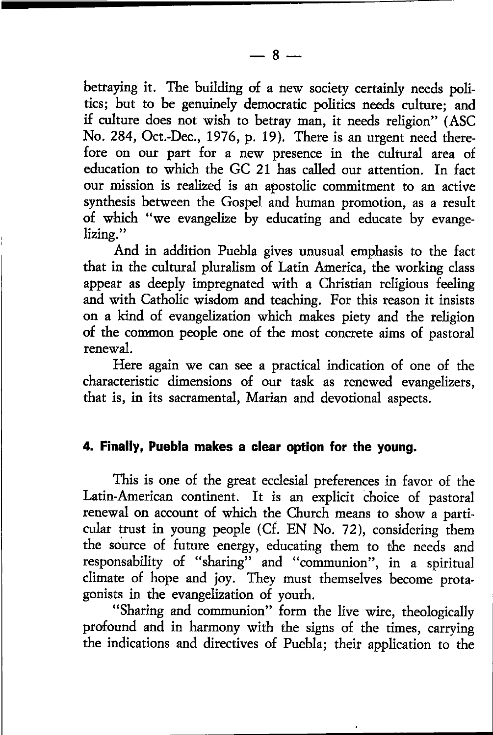betraying it. The building of a new society certainly needs politics; but to be genuinely democratic politics needs culture; and if culture does not wish to betray man, it needs religion" (ASC No. 284, Oct.-Dec., 1976, p. 19). There is an urgent need therefore on our part for a new presence in the cultural area of education to which the GC 21 has called our attention. In fact our mission is realized is an apostolic commitment to an active synthesis between the Gospel and human promotion, as a result of which "we evangelize by educating and educate by evangelizing."

And in addition Puebla gives unusual emphasis to the fact that in the cultural pluralism of Latin America, the working class appear as deeply impregnated with a Christian religious feeling and with Catholic wisdom and teaching. For this reason it insists on a kind of evangelization which makes piety and the religion of the common people one of the most concrete aims of pastoral renewal.

Here again we can see a practical indication of one of the characteristic dimensions of our task as renewed evangelizers, that is, in its sacramental, Marian and devotional aspects.

#### 4. Finally, Puebla makes a clear option for the young.

This is one of the great ecclesial preferences in favor of the Latin-American continent. It is an explicit choice of pastoral renewal on account of which the Church means to show a particular trust in young people (Cf. EN No. 72), considering them the source of future energy, educating them to the needs and responsability of "sharing" and "communion", in a spiritual climate of hope and joy. They must themselves become protagonists in the evangelization of youth.

"Sharing and communion" form the live wire, theologically profound and in harmony with the signs of the times, carrying the indications and directives of Puebla; their application to the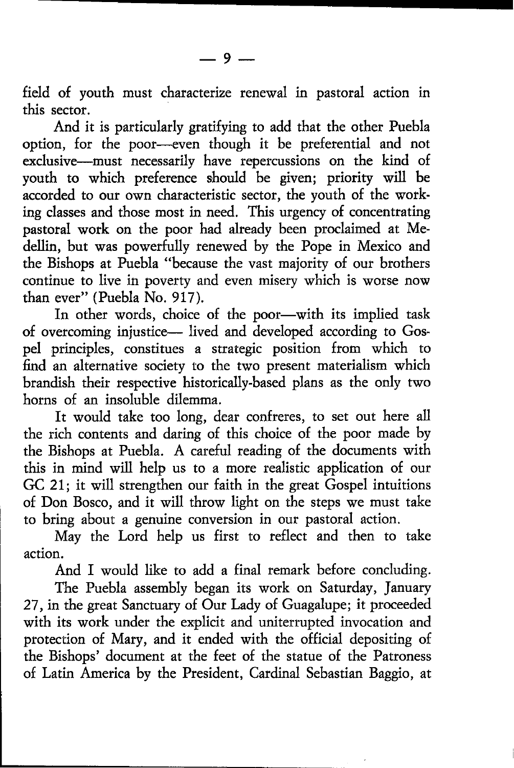field of youth must characterize renewal in pastoral action in this sector.

And it is particularly gratifying to add that the other Puebla option, for the poor—even though it be preferential and not exclusive—must necessarily have repercussions on the kind of youth to which preference should be given; priority will be accorded to our own characteristic sector, the youth of the working classes and those most in need. This urgency of concentrating pastoral work on the poor had already been proclaimed at Medellin, but was powerfully renewed by the Pope in Mexico and the Bishops at Puebla "because the vast majority of our brothers continue to live in poverty and even misery which is worse now than ever" (Puebla No. 917).

In other words, choice of the poor—with its implied task of overcoming injustice— lived and developed according to Gospel principles, constitues a strategic position from which to find an alternative society to the two present materialism which brandish their respective historically-based plans as the only two horns of an insoluble dilemma.

It would take too long, dear confreres, to set out here all the rich contents and daring of this choice of the poor made by the Bishops at Puebla. A careful reading of the documents with this in mind will help us to a more realistic application of our GC 21; it will strengthen our faith in the great Gospel intuitions of Don Bosco, and it will throw light on the steps we must take to bring about a genuine conversion in our pastoral action.

May the Lord help us first to reflect and then to take action.

And I would like to add a final remark before concluding.

The Puebla assembly began its work on Saturday, January 27, in the great Sanctuary of Our Lady of Guagalupe; it proceeded with its work under the explicit and uniterrupted invocation and protection of Mary, and it ended with the official depositing of the Bishops' document at the feet of the statue of the Patroness of Latin America by the President, Cardinal Sebastian Baggio, at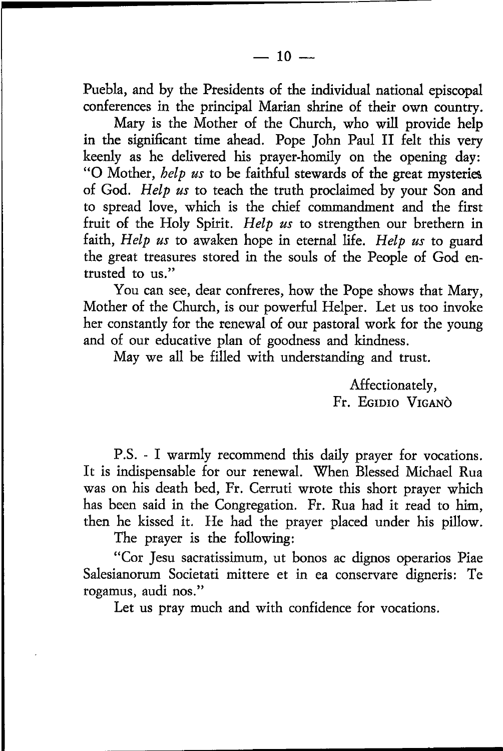Puebla, and by the Presidents of the individual national episcopal conferences in the principal Marian shrine of their own country.

Mary is the Mother of the Church, who will provide help in the significant time ahead. Pope John Paul II felt this very keenly as he delivered his prayer-homily on the opening day: "O Mother, *help us* to be faithful stewards of the great mysteries of God. *Help us* to teach the truth proclaimed by your Son and to spread love, which is the chief commandment and the first fruit of the Holy Spirit. *Help us* to strengthen our brethern in faith, *Help us* to awaken hope in eternal life. *Help us* to guard the great treasures stored in the souls of the People of God entrusted to us."

You can see, dear confreres, how the Pope shows that Mary, Mother of the Church, is our powerful Helper. Let us too invoke her constantly for the renewal of our pastoral work for the young and of our educative plan of goodness and kindness.

May we all be filled with understanding and trust.

Affectionately,
Fr. Egidio Viganò

P.S. - I warmly recommend this daily prayer for vocations. It is indispensable for our renewal. When Blessed Michael Rua was on his death bed, Fr. Cerruti wrote this short prayer which has been said in the Congregation. Fr. Rua had it read to him, then he kissed it. He had the prayer placed under his pillow.

The prayer is the following:

"Cor Jesu sacratissimum, ut bonos ac dignos operarios Piae Salesianorum Societati mittere et in ea conservare digneris: Te rogamus, audi nos."

Let us pray much and with confidence for vocations.